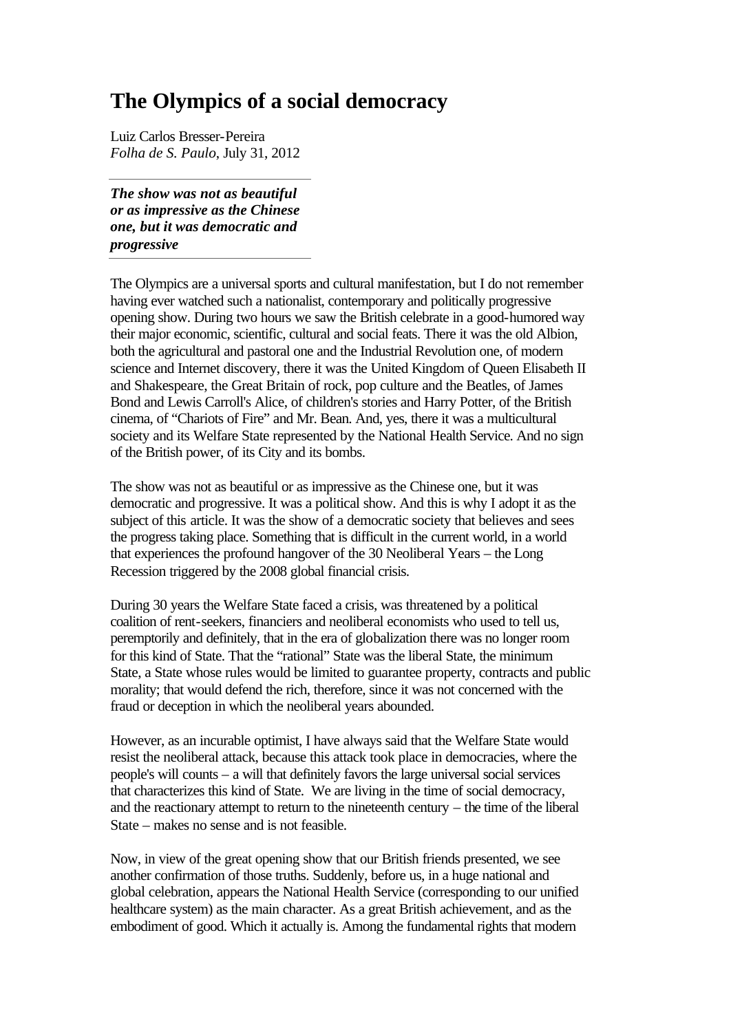# The Olympics of a social democracy

Luiz Carlos Bresser-Pereira
*Folha de S. Paulo*, July 31, 2012

---

***The show was not as beautiful or as impressive as the Chinese one, but it was democratic and progressive***

---

The Olympics are a universal sports and cultural manifestation, but I do not remember having ever watched such a nationalist, contemporary and politically progressive opening show. During two hours we saw the British celebrate in a good-humored way their major economic, scientific, cultural and social feats. There it was the old Albion, both the agricultural and pastoral one and the Industrial Revolution one, of modern science and Internet discovery, there it was the United Kingdom of Queen Elisabeth II and Shakespeare, the Great Britain of rock, pop culture and the Beatles, of James Bond and Lewis Carroll's Alice, of children's stories and Harry Potter, of the British cinema, of "Chariots of Fire" and Mr. Bean. And, yes, there it was a multicultural society and its Welfare State represented by the National Health Service. And no sign of the British power, of its City and its bombs.

The show was not as beautiful or as impressive as the Chinese one, but it was democratic and progressive. It was a political show. And this is why I adopt it as the subject of this article. It was the show of a democratic society that believes and sees the progress taking place. Something that is difficult in the current world, in a world that experiences the profound hangover of the 30 Neoliberal Years – the Long Recession triggered by the 2008 global financial crisis.

During 30 years the Welfare State faced a crisis, was threatened by a political coalition of rent-seekers, financiers and neoliberal economists who used to tell us, peremptorily and definitely, that in the era of globalization there was no longer room for this kind of State. That the "rational" State was the liberal State, the minimum State, a State whose rules would be limited to guarantee property, contracts and public morality; that would defend the rich, therefore, since it was not concerned with the fraud or deception in which the neoliberal years abounded.

However, as an incurable optimist, I have always said that the Welfare State would resist the neoliberal attack, because this attack took place in democracies, where the people's will counts – a will that definitely favors the large universal social services that characterizes this kind of State. We are living in the time of social democracy, and the reactionary attempt to return to the nineteenth century – the time of the liberal State – makes no sense and is not feasible.

Now, in view of the great opening show that our British friends presented, we see another confirmation of those truths. Suddenly, before us, in a huge national and global celebration, appears the National Health Service (corresponding to our unified healthcare system) as the main character. As a great British achievement, and as the embodiment of good. Which it actually is. Among the fundamental rights that modern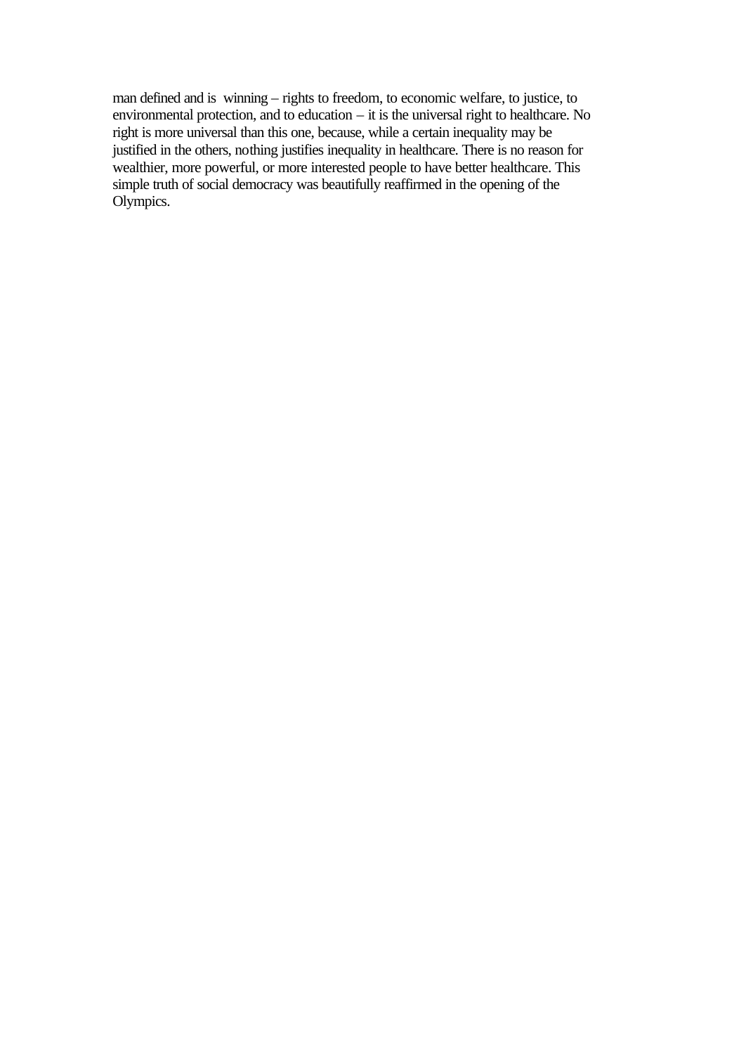man defined and is winning – rights to freedom, to economic welfare, to justice, to environmental protection, and to education – it is the universal right to healthcare. No right is more universal than this one, because, while a certain inequality may be justified in the others, nothing justifies inequality in healthcare. There is no reason for wealthier, more powerful, or more interested people to have better healthcare. This simple truth of social democracy was beautifully reaffirmed in the opening of the Olympics.